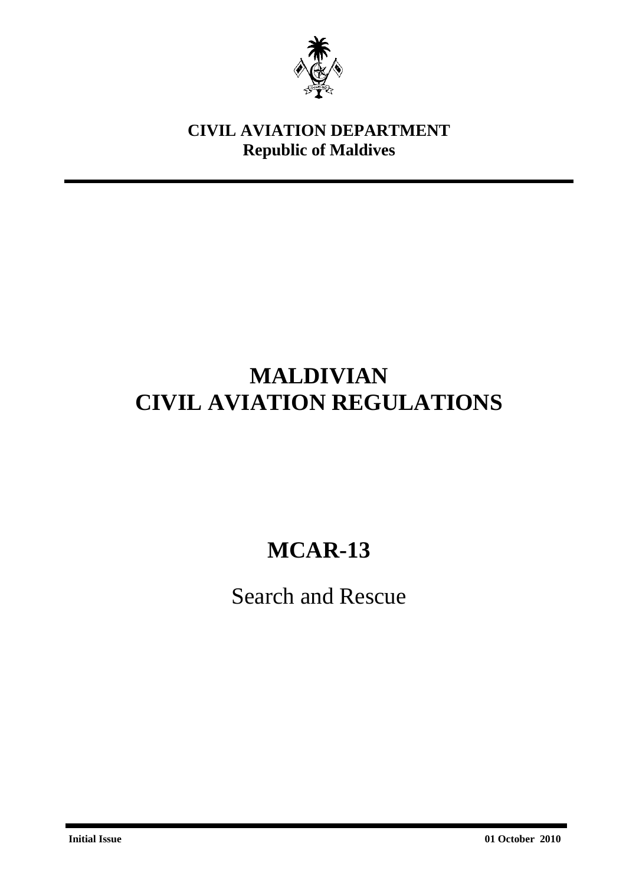**CIVIL AVIATION DEPARTMENT**
**Republic of Maldives**

# MALDIVIAN CIVIL AVIATION REGULATIONS

# MCAR-13

## Search and Rescue

**Initial Issue** **01 October 2010**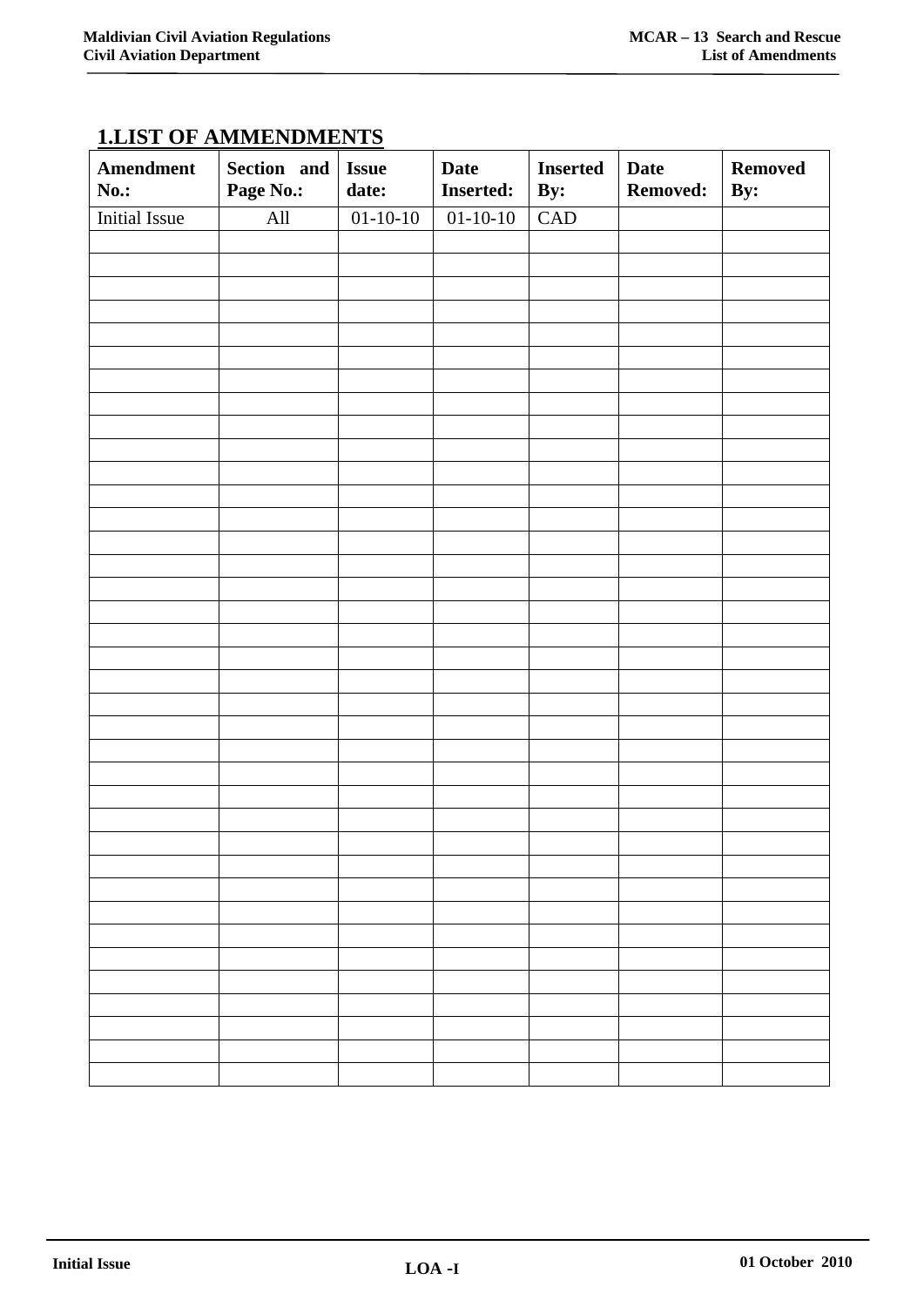## 1.LIST OF AMMENDMENTS

| Amendment No.: | Section and Page No.: | Issue date: | Date Inserted: | Inserted By: | Date Removed: | Removed By: |
|---|---|---|---|---|---|---|
| Initial Issue | All | 01-10-10 | 01-10-10 | CAD | | |
| | | | | | | |
| | | | | | | |
| | | | | | | |
| | | | | | | |
| | | | | | | |
| | | | | | | |
| | | | | | | |
| | | | | | | |
| | | | | | | |
| | | | | | | |
| | | | | | | |
| | | | | | | |
| | | | | | | |
| | | | | | | |
| | | | | | | |
| | | | | | | |
| | | | | | | |
| | | | | | | |
| | | | | | | |
| | | | | | | |
| | | | | | | |
| | | | | | | |
| | | | | | | |
| | | | | | | |
| | | | | | | |
| | | | | | | |
| | | | | | | |
| | | | | | | |
| | | | | | | |
| | | | | | | |
| | | | | | | |
| | | | | | | |
| | | | | | | |
| | | | | | | |
| | | | | | | |
| | | | | | | |
| | | | | | | |
| | | | | | | |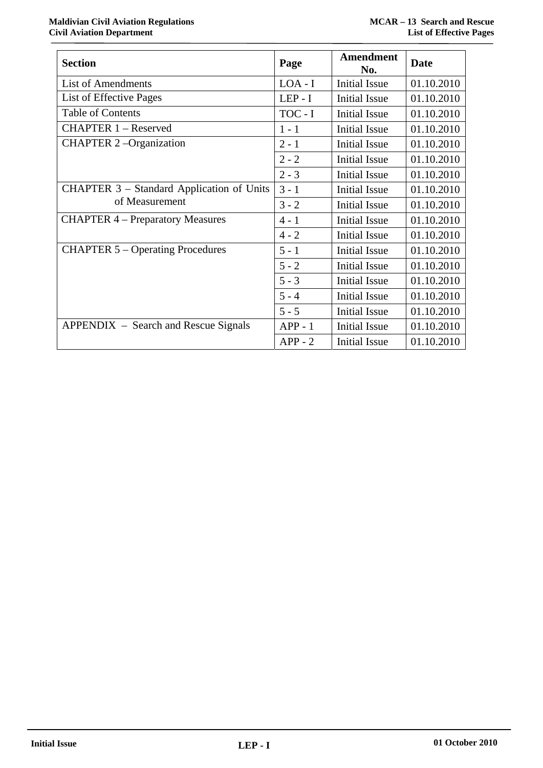| Section | Page | Amendment No. | Date |
|---|---|---|---|
| List of Amendments | LOA - I | Initial Issue | 01.10.2010 |
| List of Effective Pages | LEP - I | Initial Issue | 01.10.2010 |
| Table of Contents | TOC - I | Initial Issue | 01.10.2010 |
| CHAPTER 1 – Reserved | 1 - 1 | Initial Issue | 01.10.2010 |
| CHAPTER 2 –Organization | 2 - 1 | Initial Issue | 01.10.2010 |
| | 2 - 2 | Initial Issue | 01.10.2010 |
| | 2 - 3 | Initial Issue | 01.10.2010 |
| CHAPTER 3 – Standard Application of Units of Measurement | 3 - 1 | Initial Issue | 01.10.2010 |
| | 3 - 2 | Initial Issue | 01.10.2010 |
| CHAPTER 4 – Preparatory Measures | 4 - 1 | Initial Issue | 01.10.2010 |
| | 4 - 2 | Initial Issue | 01.10.2010 |
| CHAPTER 5 – Operating Procedures | 5 - 1 | Initial Issue | 01.10.2010 |
| | 5 - 2 | Initial Issue | 01.10.2010 |
| | 5 - 3 | Initial Issue | 01.10.2010 |
| | 5 - 4 | Initial Issue | 01.10.2010 |
| | 5 - 5 | Initial Issue | 01.10.2010 |
| APPENDIX – Search and Rescue Signals | APP - 1 | Initial Issue | 01.10.2010 |
| | APP - 2 | Initial Issue | 01.10.2010 |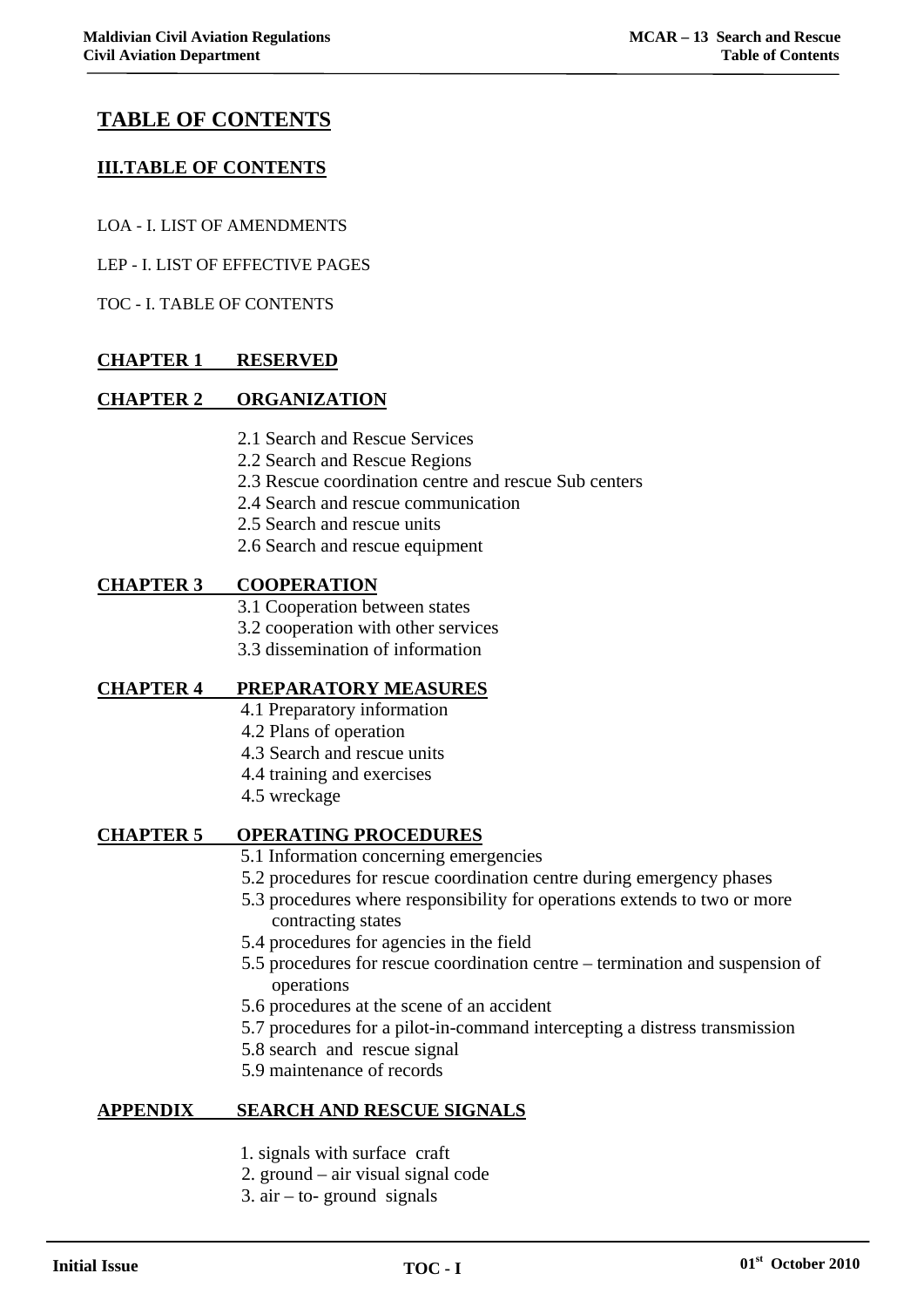# TABLE OF CONTENTS

## III.TABLE OF CONTENTS

LOA - I. LIST OF AMENDMENTS

LEP - I. LIST OF EFFECTIVE PAGES

TOC - I. TABLE OF CONTENTS

**CHAPTER 1 RESERVED**

**CHAPTER 2 ORGANIZATION**

- 2.1 Search and Rescue Services
- 2.2 Search and Rescue Regions
- 2.3 Rescue coordination centre and rescue Sub centers
- 2.4 Search and rescue communication
- 2.5 Search and rescue units
- 2.6 Search and rescue equipment

**CHAPTER 3 COOPERATION**

- 3.1 Cooperation between states
- 3.2 cooperation with other services
- 3.3 dissemination of information

**CHAPTER 4 PREPARATORY MEASURES**

- 4.1 Preparatory information
- 4.2 Plans of operation
- 4.3 Search and rescue units
- 4.4 training and exercises
- 4.5 wreckage

**CHAPTER 5 OPERATING PROCEDURES**

- 5.1 Information concerning emergencies
- 5.2 procedures for rescue coordination centre during emergency phases
- 5.3 procedures where responsibility for operations extends to two or more contracting states
- 5.4 procedures for agencies in the field
- 5.5 procedures for rescue coordination centre – termination and suspension of operations
- 5.6 procedures at the scene of an accident
- 5.7 procedures for a pilot-in-command intercepting a distress transmission
- 5.8 search and rescue signal
- 5.9 maintenance of records

**APPENDIX SEARCH AND RESCUE SIGNALS**

1. signals with surface craft
2. ground – air visual signal code
3. air – to- ground signals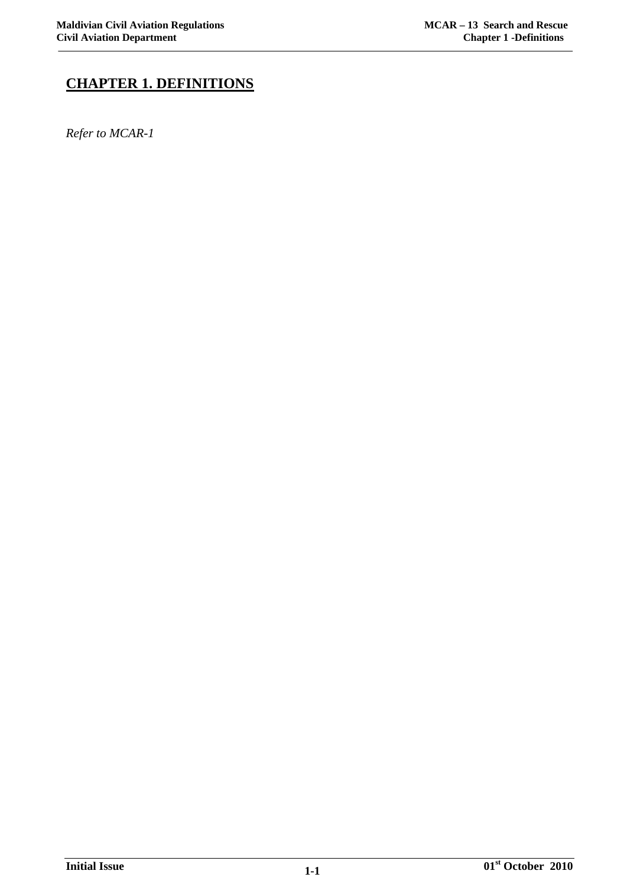# CHAPTER 1. DEFINITIONS

*Refer to MCAR-1*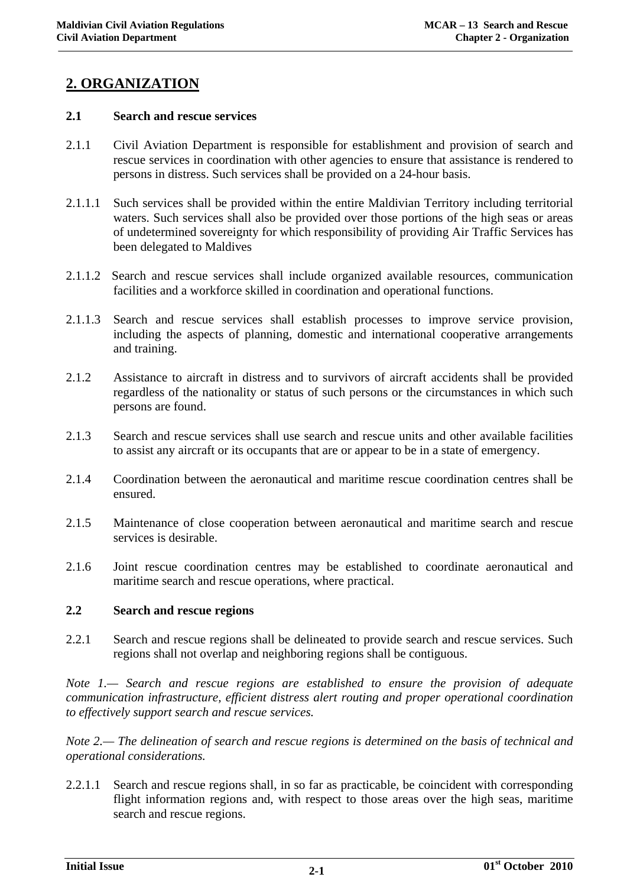# 2. ORGANIZATION

## 2.1 Search and rescue services

2.1.1 Civil Aviation Department is responsible for establishment and provision of search and rescue services in coordination with other agencies to ensure that assistance is rendered to persons in distress. Such services shall be provided on a 24-hour basis.

2.1.1.1 Such services shall be provided within the entire Maldivian Territory including territorial waters. Such services shall also be provided over those portions of the high seas or areas of undetermined sovereignty for which responsibility of providing Air Traffic Services has been delegated to Maldives

2.1.1.2 Search and rescue services shall include organized available resources, communication facilities and a workforce skilled in coordination and operational functions.

2.1.1.3 Search and rescue services shall establish processes to improve service provision, including the aspects of planning, domestic and international cooperative arrangements and training.

2.1.2 Assistance to aircraft in distress and to survivors of aircraft accidents shall be provided regardless of the nationality or status of such persons or the circumstances in which such persons are found.

2.1.3 Search and rescue services shall use search and rescue units and other available facilities to assist any aircraft or its occupants that are or appear to be in a state of emergency.

2.1.4 Coordination between the aeronautical and maritime rescue coordination centres shall be ensured.

2.1.5 Maintenance of close cooperation between aeronautical and maritime search and rescue services is desirable.

2.1.6 Joint rescue coordination centres may be established to coordinate aeronautical and maritime search and rescue operations, where practical.

## 2.2 Search and rescue regions

2.2.1 Search and rescue regions shall be delineated to provide search and rescue services. Such regions shall not overlap and neighboring regions shall be contiguous.

*Note 1.— Search and rescue regions are established to ensure the provision of adequate communication infrastructure, efficient distress alert routing and proper operational coordination to effectively support search and rescue services.*

*Note 2.— The delineation of search and rescue regions is determined on the basis of technical and operational considerations.*

2.2.1.1 Search and rescue regions shall, in so far as practicable, be coincident with corresponding flight information regions and, with respect to those areas over the high seas, maritime search and rescue regions.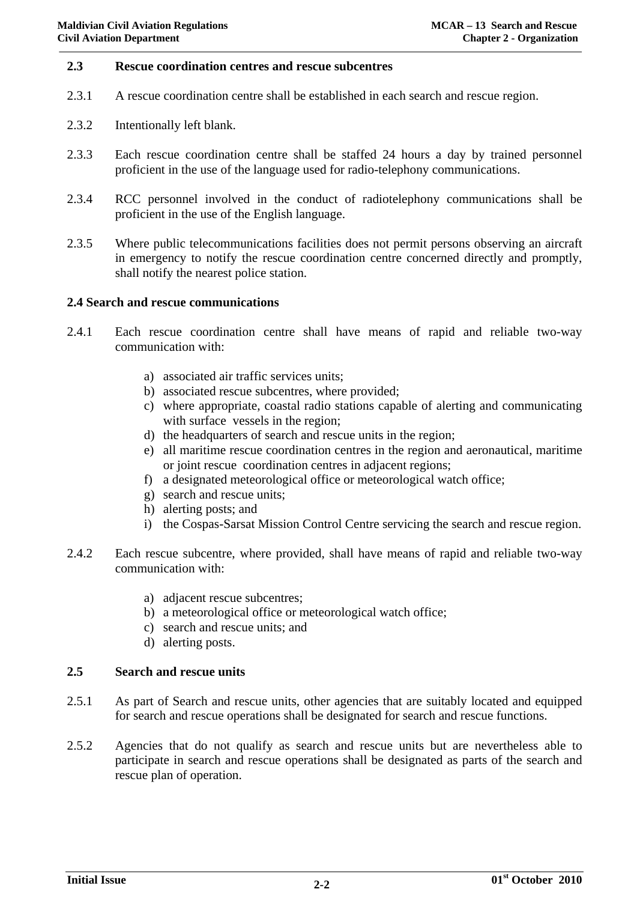## 2.3 Rescue coordination centres and rescue subcentres

2.3.1 A rescue coordination centre shall be established in each search and rescue region.

2.3.2 Intentionally left blank.

2.3.3 Each rescue coordination centre shall be staffed 24 hours a day by trained personnel proficient in the use of the language used for radio-telephony communications.

2.3.4 RCC personnel involved in the conduct of radiotelephony communications shall be proficient in the use of the English language.

2.3.5 Where public telecommunications facilities does not permit persons observing an aircraft in emergency to notify the rescue coordination centre concerned directly and promptly, shall notify the nearest police station.

## 2.4 Search and rescue communications

2.4.1 Each rescue coordination centre shall have means of rapid and reliable two-way communication with:

a) associated air traffic services units;
b) associated rescue subcentres, where provided;
c) where appropriate, coastal radio stations capable of alerting and communicating with surface vessels in the region;
d) the headquarters of search and rescue units in the region;
e) all maritime rescue coordination centres in the region and aeronautical, maritime or joint rescue coordination centres in adjacent regions;
f) a designated meteorological office or meteorological watch office;
g) search and rescue units;
h) alerting posts; and
i) the Cospas-Sarsat Mission Control Centre servicing the search and rescue region.

2.4.2 Each rescue subcentre, where provided, shall have means of rapid and reliable two-way communication with:

a) adjacent rescue subcentres;
b) a meteorological office or meteorological watch office;
c) search and rescue units; and
d) alerting posts.

## 2.5 Search and rescue units

2.5.1 As part of Search and rescue units, other agencies that are suitably located and equipped for search and rescue operations shall be designated for search and rescue functions.

2.5.2 Agencies that do not qualify as search and rescue units but are nevertheless able to participate in search and rescue operations shall be designated as parts of the search and rescue plan of operation.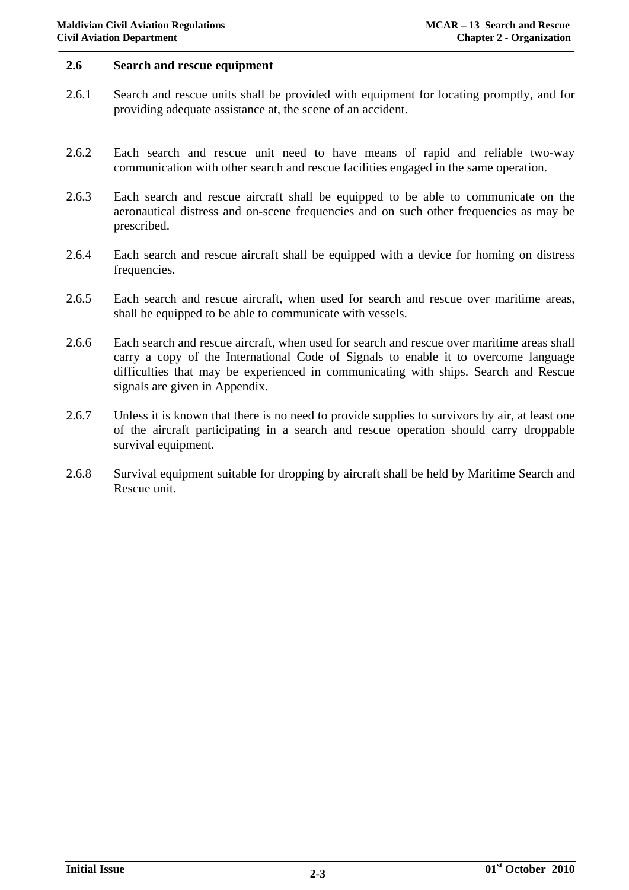## 2.6 Search and rescue equipment

2.6.1 Search and rescue units shall be provided with equipment for locating promptly, and for providing adequate assistance at, the scene of an accident.

2.6.2 Each search and rescue unit need to have means of rapid and reliable two-way communication with other search and rescue facilities engaged in the same operation.

2.6.3 Each search and rescue aircraft shall be equipped to be able to communicate on the aeronautical distress and on-scene frequencies and on such other frequencies as may be prescribed.

2.6.4 Each search and rescue aircraft shall be equipped with a device for homing on distress frequencies.

2.6.5 Each search and rescue aircraft, when used for search and rescue over maritime areas, shall be equipped to be able to communicate with vessels.

2.6.6 Each search and rescue aircraft, when used for search and rescue over maritime areas shall carry a copy of the International Code of Signals to enable it to overcome language difficulties that may be experienced in communicating with ships. Search and Rescue signals are given in Appendix.

2.6.7 Unless it is known that there is no need to provide supplies to survivors by air, at least one of the aircraft participating in a search and rescue operation should carry droppable survival equipment.

2.6.8 Survival equipment suitable for dropping by aircraft shall be held by Maritime Search and Rescue unit.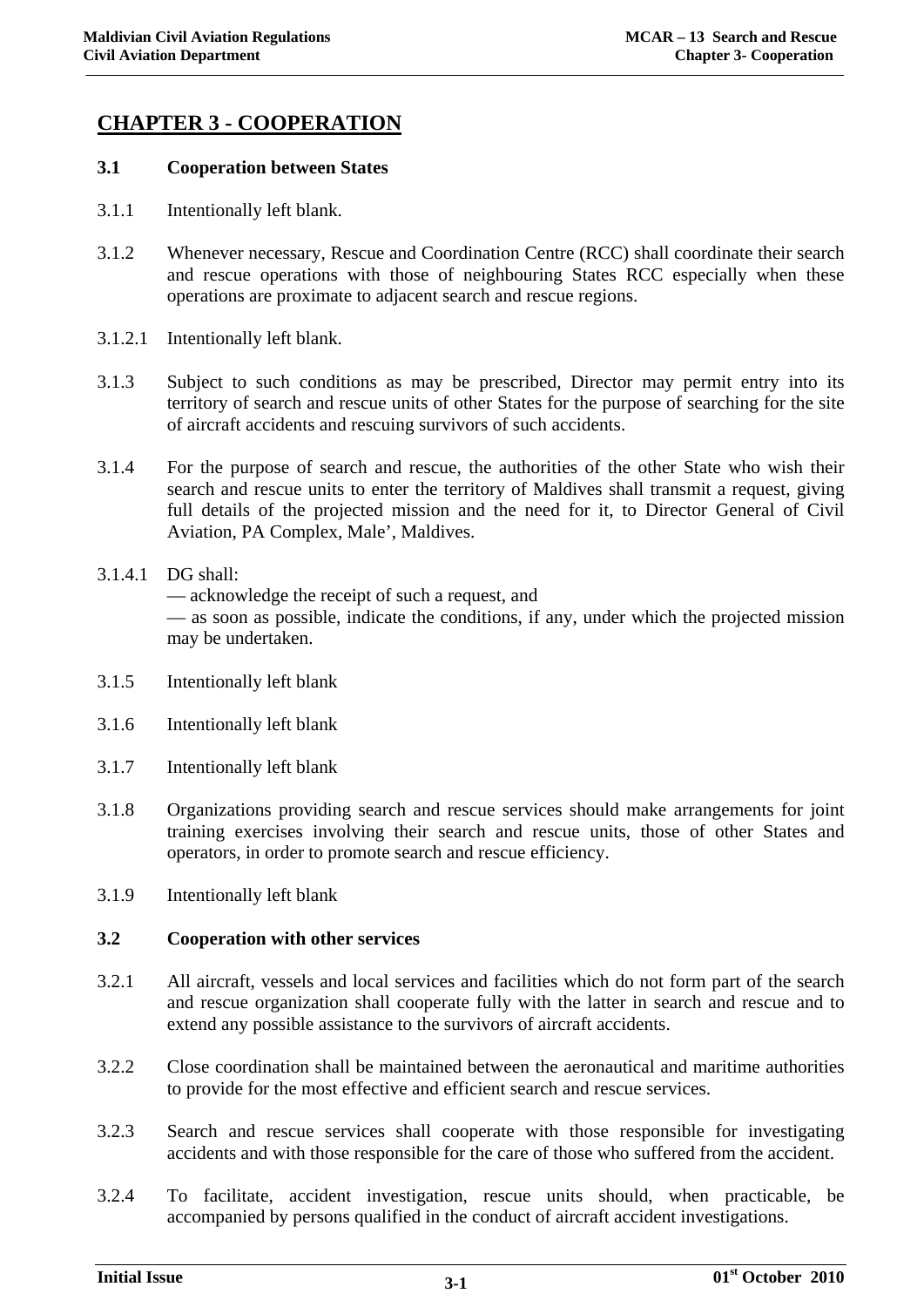# CHAPTER 3 - COOPERATION

## 3.1 Cooperation between States

3.1.1 Intentionally left blank.

3.1.2 Whenever necessary, Rescue and Coordination Centre (RCC) shall coordinate their search and rescue operations with those of neighbouring States RCC especially when these operations are proximate to adjacent search and rescue regions.

3.1.2.1 Intentionally left blank.

3.1.3 Subject to such conditions as may be prescribed, Director may permit entry into its territory of search and rescue units of other States for the purpose of searching for the site of aircraft accidents and rescuing survivors of such accidents.

3.1.4 For the purpose of search and rescue, the authorities of the other State who wish their search and rescue units to enter the territory of Maldives shall transmit a request, giving full details of the projected mission and the need for it, to Director General of Civil Aviation, PA Complex, Male', Maldives.

3.1.4.1 DG shall:
— acknowledge the receipt of such a request, and
— as soon as possible, indicate the conditions, if any, under which the projected mission may be undertaken.

3.1.5 Intentionally left blank

3.1.6 Intentionally left blank

3.1.7 Intentionally left blank

3.1.8 Organizations providing search and rescue services should make arrangements for joint training exercises involving their search and rescue units, those of other States and operators, in order to promote search and rescue efficiency.

3.1.9 Intentionally left blank

## 3.2 Cooperation with other services

3.2.1 All aircraft, vessels and local services and facilities which do not form part of the search and rescue organization shall cooperate fully with the latter in search and rescue and to extend any possible assistance to the survivors of aircraft accidents.

3.2.2 Close coordination shall be maintained between the aeronautical and maritime authorities to provide for the most effective and efficient search and rescue services.

3.2.3 Search and rescue services shall cooperate with those responsible for investigating accidents and with those responsible for the care of those who suffered from the accident.

3.2.4 To facilitate, accident investigation, rescue units should, when practicable, be accompanied by persons qualified in the conduct of aircraft accident investigations.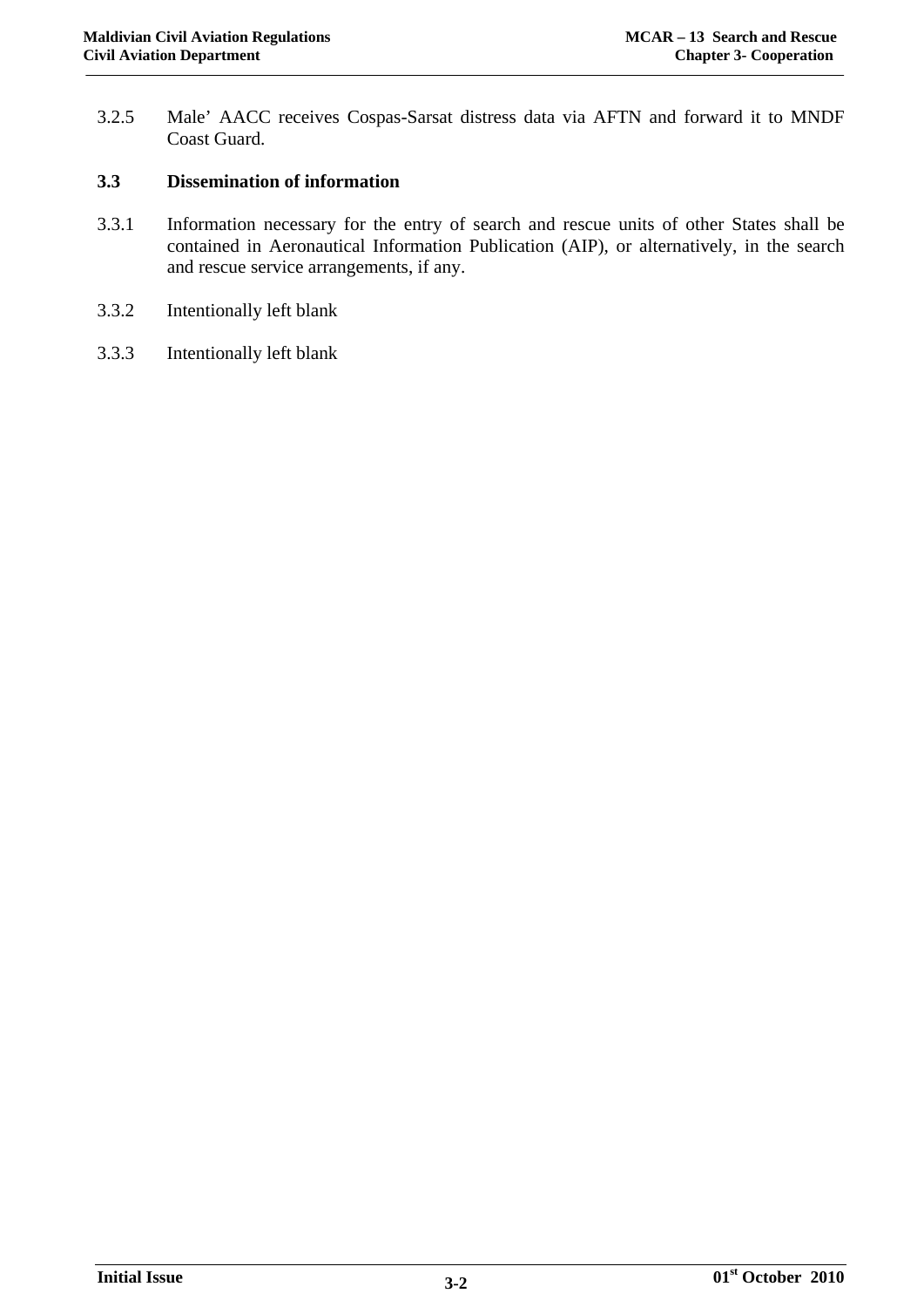3.2.5 Male' AACC receives Cospas-Sarsat distress data via AFTN and forward it to MNDF Coast Guard.

### 3.3 Dissemination of information

3.3.1 Information necessary for the entry of search and rescue units of other States shall be contained in Aeronautical Information Publication (AIP), or alternatively, in the search and rescue service arrangements, if any.

3.3.2 Intentionally left blank

3.3.3 Intentionally left blank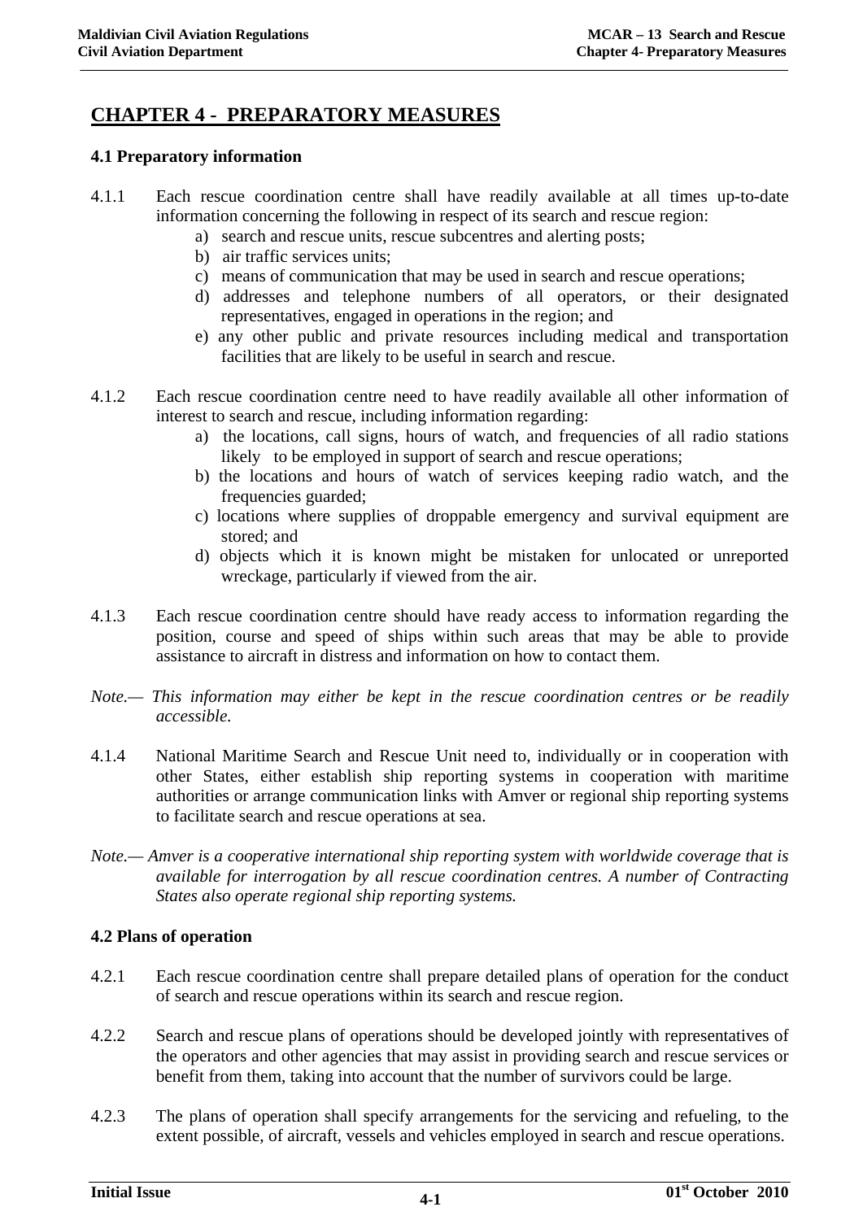# CHAPTER 4 - PREPARATORY MEASURES

### 4.1 Preparatory information

4.1.1 Each rescue coordination centre shall have readily available at all times up-to-date information concerning the following in respect of its search and rescue region:

a) search and rescue units, rescue subcentres and alerting posts;
b) air traffic services units;
c) means of communication that may be used in search and rescue operations;
d) addresses and telephone numbers of all operators, or their designated representatives, engaged in operations in the region; and
e) any other public and private resources including medical and transportation facilities that are likely to be useful in search and rescue.

4.1.2 Each rescue coordination centre need to have readily available all other information of interest to search and rescue, including information regarding:

a) the locations, call signs, hours of watch, and frequencies of all radio stations likely to be employed in support of search and rescue operations;
b) the locations and hours of watch of services keeping radio watch, and the frequencies guarded;
c) locations where supplies of droppable emergency and survival equipment are stored; and
d) objects which it is known might be mistaken for unlocated or unreported wreckage, particularly if viewed from the air.

4.1.3 Each rescue coordination centre should have ready access to information regarding the position, course and speed of ships within such areas that may be able to provide assistance to aircraft in distress and information on how to contact them.

*Note.— This information may either be kept in the rescue coordination centres or be readily accessible.*

4.1.4 National Maritime Search and Rescue Unit need to, individually or in cooperation with other States, either establish ship reporting systems in cooperation with maritime authorities or arrange communication links with Amver or regional ship reporting systems to facilitate search and rescue operations at sea.

*Note.— Amver is a cooperative international ship reporting system with worldwide coverage that is available for interrogation by all rescue coordination centres. A number of Contracting States also operate regional ship reporting systems.*

### 4.2 Plans of operation

4.2.1 Each rescue coordination centre shall prepare detailed plans of operation for the conduct of search and rescue operations within its search and rescue region.

4.2.2 Search and rescue plans of operations should be developed jointly with representatives of the operators and other agencies that may assist in providing search and rescue services or benefit from them, taking into account that the number of survivors could be large.

4.2.3 The plans of operation shall specify arrangements for the servicing and refueling, to the extent possible, of aircraft, vessels and vehicles employed in search and rescue operations.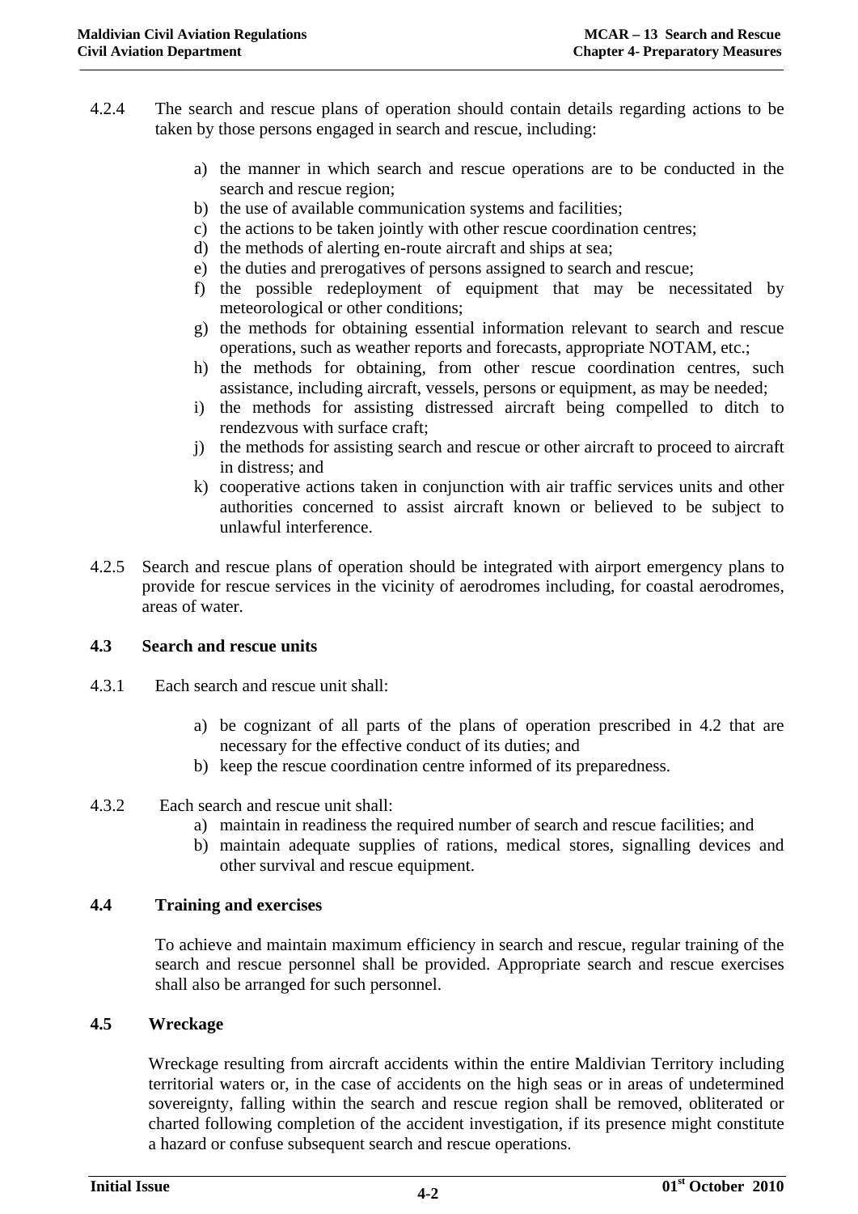4.2.4 The search and rescue plans of operation should contain details regarding actions to be taken by those persons engaged in search and rescue, including:

a) the manner in which search and rescue operations are to be conducted in the search and rescue region;
b) the use of available communication systems and facilities;
c) the actions to be taken jointly with other rescue coordination centres;
d) the methods of alerting en-route aircraft and ships at sea;
e) the duties and prerogatives of persons assigned to search and rescue;
f) the possible redeployment of equipment that may be necessitated by meteorological or other conditions;
g) the methods for obtaining essential information relevant to search and rescue operations, such as weather reports and forecasts, appropriate NOTAM, etc.;
h) the methods for obtaining, from other rescue coordination centres, such assistance, including aircraft, vessels, persons or equipment, as may be needed;
i) the methods for assisting distressed aircraft being compelled to ditch to rendezvous with surface craft;
j) the methods for assisting search and rescue or other aircraft to proceed to aircraft in distress; and
k) cooperative actions taken in conjunction with air traffic services units and other authorities concerned to assist aircraft known or believed to be subject to unlawful interference.

4.2.5 Search and rescue plans of operation should be integrated with airport emergency plans to provide for rescue services in the vicinity of aerodromes including, for coastal aerodromes, areas of water.

## 4.3 Search and rescue units

4.3.1 Each search and rescue unit shall:

a) be cognizant of all parts of the plans of operation prescribed in 4.2 that are necessary for the effective conduct of its duties; and
b) keep the rescue coordination centre informed of its preparedness.

4.3.2 Each search and rescue unit shall:

a) maintain in readiness the required number of search and rescue facilities; and
b) maintain adequate supplies of rations, medical stores, signalling devices and other survival and rescue equipment.

## 4.4 Training and exercises

To achieve and maintain maximum efficiency in search and rescue, regular training of the search and rescue personnel shall be provided. Appropriate search and rescue exercises shall also be arranged for such personnel.

## 4.5 Wreckage

Wreckage resulting from aircraft accidents within the entire Maldivian Territory including territorial waters or, in the case of accidents on the high seas or in areas of undetermined sovereignty, falling within the search and rescue region shall be removed, obliterated or charted following completion of the accident investigation, if its presence might constitute a hazard or confuse subsequent search and rescue operations.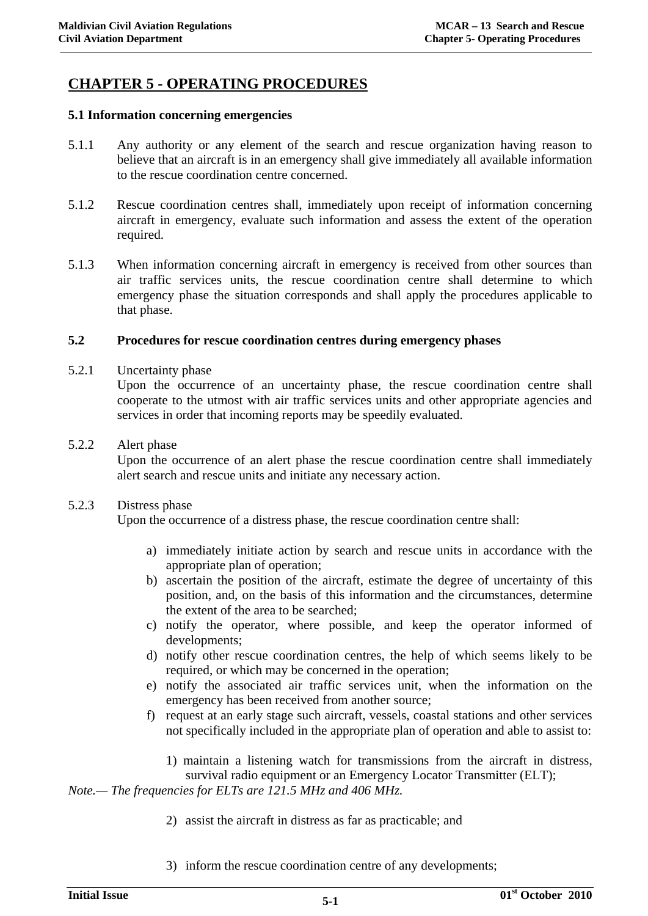# CHAPTER 5 - OPERATING PROCEDURES

### 5.1 Information concerning emergencies

5.1.1 Any authority or any element of the search and rescue organization having reason to believe that an aircraft is in an emergency shall give immediately all available information to the rescue coordination centre concerned.

5.1.2 Rescue coordination centres shall, immediately upon receipt of information concerning aircraft in emergency, evaluate such information and assess the extent of the operation required.

5.1.3 When information concerning aircraft in emergency is received from other sources than air traffic services units, the rescue coordination centre shall determine to which emergency phase the situation corresponds and shall apply the procedures applicable to that phase.

### 5.2 Procedures for rescue coordination centres during emergency phases

5.2.1 Uncertainty phase
Upon the occurrence of an uncertainty phase, the rescue coordination centre shall cooperate to the utmost with air traffic services units and other appropriate agencies and services in order that incoming reports may be speedily evaluated.

5.2.2 Alert phase
Upon the occurrence of an alert phase the rescue coordination centre shall immediately alert search and rescue units and initiate any necessary action.

5.2.3 Distress phase
Upon the occurrence of a distress phase, the rescue coordination centre shall:

a) immediately initiate action by search and rescue units in accordance with the appropriate plan of operation;
b) ascertain the position of the aircraft, estimate the degree of uncertainty of this position, and, on the basis of this information and the circumstances, determine the extent of the area to be searched;
c) notify the operator, where possible, and keep the operator informed of developments;
d) notify other rescue coordination centres, the help of which seems likely to be required, or which may be concerned in the operation;
e) notify the associated air traffic services unit, when the information on the emergency has been received from another source;
f) request at an early stage such aircraft, vessels, coastal stations and other services not specifically included in the appropriate plan of operation and able to assist to:

    1) maintain a listening watch for transmissions from the aircraft in distress, survival radio equipment or an Emergency Locator Transmitter (ELT);

*Note.— The frequencies for ELTs are 121.5 MHz and 406 MHz.*

    2) assist the aircraft in distress as far as practicable; and

    3) inform the rescue coordination centre of any developments;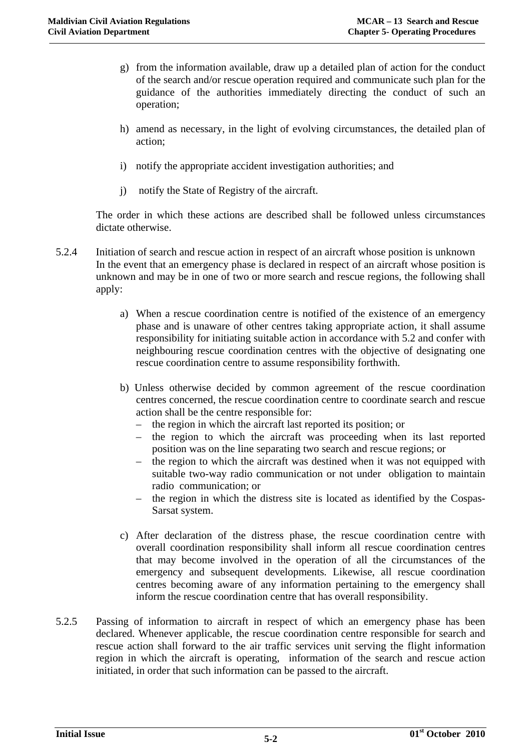g) from the information available, draw up a detailed plan of action for the conduct of the search and/or rescue operation required and communicate such plan for the guidance of the authorities immediately directing the conduct of such an operation;

h) amend as necessary, in the light of evolving circumstances, the detailed plan of action;

i) notify the appropriate accident investigation authorities; and

j) notify the State of Registry of the aircraft.

The order in which these actions are described shall be followed unless circumstances dictate otherwise.

5.2.4 Initiation of search and rescue action in respect of an aircraft whose position is unknown

In the event that an emergency phase is declared in respect of an aircraft whose position is unknown and may be in one of two or more search and rescue regions, the following shall apply:

a) When a rescue coordination centre is notified of the existence of an emergency phase and is unaware of other centres taking appropriate action, it shall assume responsibility for initiating suitable action in accordance with 5.2 and confer with neighbouring rescue coordination centres with the objective of designating one rescue coordination centre to assume responsibility forthwith.

b) Unless otherwise decided by common agreement of the rescue coordination centres concerned, the rescue coordination centre to coordinate search and rescue action shall be the centre responsible for:
   - the region in which the aircraft last reported its position; or
   - the region to which the aircraft was proceeding when its last reported position was on the line separating two search and rescue regions; or
   - the region to which the aircraft was destined when it was not equipped with suitable two-way radio communication or not under obligation to maintain radio communication; or
   - the region in which the distress site is located as identified by the Cospas-Sarsat system.

c) After declaration of the distress phase, the rescue coordination centre with overall coordination responsibility shall inform all rescue coordination centres that may become involved in the operation of all the circumstances of the emergency and subsequent developments. Likewise, all rescue coordination centres becoming aware of any information pertaining to the emergency shall inform the rescue coordination centre that has overall responsibility.

5.2.5 Passing of information to aircraft in respect of which an emergency phase has been declared. Whenever applicable, the rescue coordination centre responsible for search and rescue action shall forward to the air traffic services unit serving the flight information region in which the aircraft is operating, information of the search and rescue action initiated, in order that such information can be passed to the aircraft.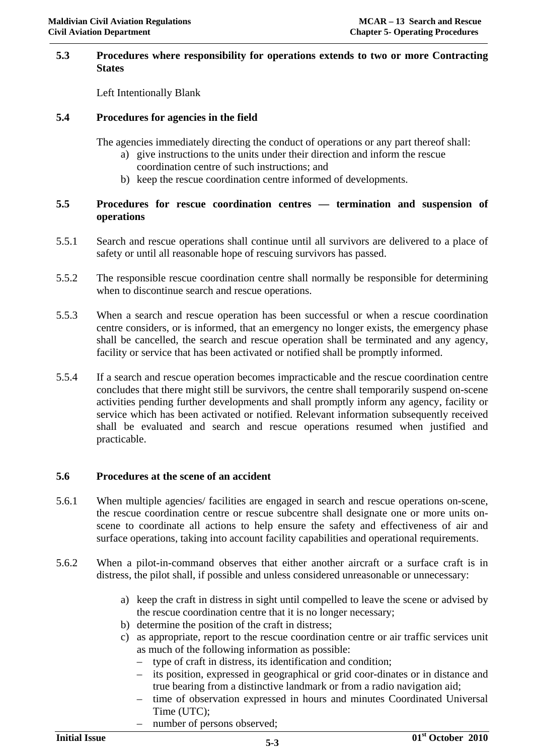### 5.3 Procedures where responsibility for operations extends to two or more Contracting States

Left Intentionally Blank

### 5.4 Procedures for agencies in the field

The agencies immediately directing the conduct of operations or any part thereof shall:

a) give instructions to the units under their direction and inform the rescue coordination centre of such instructions; and
b) keep the rescue coordination centre informed of developments.

### 5.5 Procedures for rescue coordination centres — termination and suspension of operations

5.5.1 Search and rescue operations shall continue until all survivors are delivered to a place of safety or until all reasonable hope of rescuing survivors has passed.

5.5.2 The responsible rescue coordination centre shall normally be responsible for determining when to discontinue search and rescue operations.

5.5.3 When a search and rescue operation has been successful or when a rescue coordination centre considers, or is informed, that an emergency no longer exists, the emergency phase shall be cancelled, the search and rescue operation shall be terminated and any agency, facility or service that has been activated or notified shall be promptly informed.

5.5.4 If a search and rescue operation becomes impracticable and the rescue coordination centre concludes that there might still be survivors, the centre shall temporarily suspend on-scene activities pending further developments and shall promptly inform any agency, facility or service which has been activated or notified. Relevant information subsequently received shall be evaluated and search and rescue operations resumed when justified and practicable.

### 5.6 Procedures at the scene of an accident

5.6.1 When multiple agencies/ facilities are engaged in search and rescue operations on-scene, the rescue coordination centre or rescue subcentre shall designate one or more units on-scene to coordinate all actions to help ensure the safety and effectiveness of air and surface operations, taking into account facility capabilities and operational requirements.

5.6.2 When a pilot-in-command observes that either another aircraft or a surface craft is in distress, the pilot shall, if possible and unless considered unreasonable or unnecessary:

a) keep the craft in distress in sight until compelled to leave the scene or advised by the rescue coordination centre that it is no longer necessary;
b) determine the position of the craft in distress;
c) as appropriate, report to the rescue coordination centre or air traffic services unit as much of the following information as possible:
   - type of craft in distress, its identification and condition;
   - its position, expressed in geographical or grid coor-dinates or in distance and true bearing from a distinctive landmark or from a radio navigation aid;
   - time of observation expressed in hours and minutes Coordinated Universal Time (UTC);
   - number of persons observed;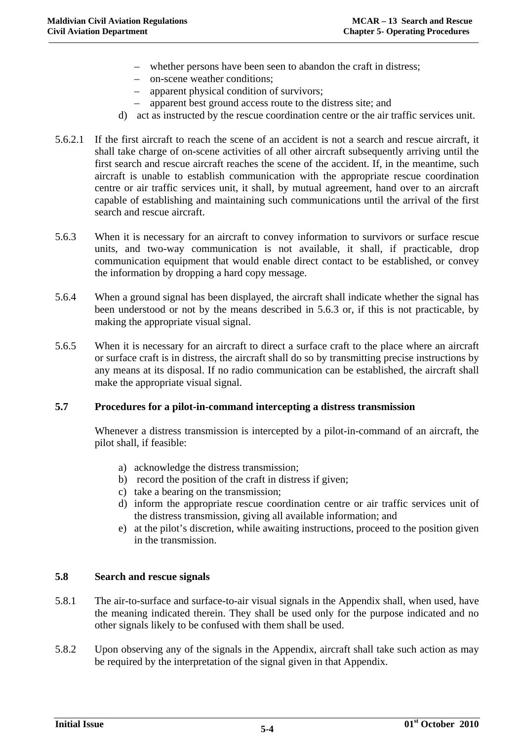- whether persons have been seen to abandon the craft in distress;
- on-scene weather conditions;
- apparent physical condition of survivors;
- apparent best ground access route to the distress site; and

d) act as instructed by the rescue coordination centre or the air traffic services unit.

5.6.2.1 If the first aircraft to reach the scene of an accident is not a search and rescue aircraft, it shall take charge of on-scene activities of all other aircraft subsequently arriving until the first search and rescue aircraft reaches the scene of the accident. If, in the meantime, such aircraft is unable to establish communication with the appropriate rescue coordination centre or air traffic services unit, it shall, by mutual agreement, hand over to an aircraft capable of establishing and maintaining such communications until the arrival of the first search and rescue aircraft.

5.6.3 When it is necessary for an aircraft to convey information to survivors or surface rescue units, and two-way communication is not available, it shall, if practicable, drop communication equipment that would enable direct contact to be established, or convey the information by dropping a hard copy message.

5.6.4 When a ground signal has been displayed, the aircraft shall indicate whether the signal has been understood or not by the means described in 5.6.3 or, if this is not practicable, by making the appropriate visual signal.

5.6.5 When it is necessary for an aircraft to direct a surface craft to the place where an aircraft or surface craft is in distress, the aircraft shall do so by transmitting precise instructions by any means at its disposal. If no radio communication can be established, the aircraft shall make the appropriate visual signal.

## 5.7 Procedures for a pilot-in-command intercepting a distress transmission

Whenever a distress transmission is intercepted by a pilot-in-command of an aircraft, the pilot shall, if feasible:

a) acknowledge the distress transmission;
b) record the position of the craft in distress if given;
c) take a bearing on the transmission;
d) inform the appropriate rescue coordination centre or air traffic services unit of the distress transmission, giving all available information; and
e) at the pilot's discretion, while awaiting instructions, proceed to the position given in the transmission.

## 5.8 Search and rescue signals

5.8.1 The air-to-surface and surface-to-air visual signals in the Appendix shall, when used, have the meaning indicated therein. They shall be used only for the purpose indicated and no other signals likely to be confused with them shall be used.

5.8.2 Upon observing any of the signals in the Appendix, aircraft shall take such action as may be required by the interpretation of the signal given in that Appendix.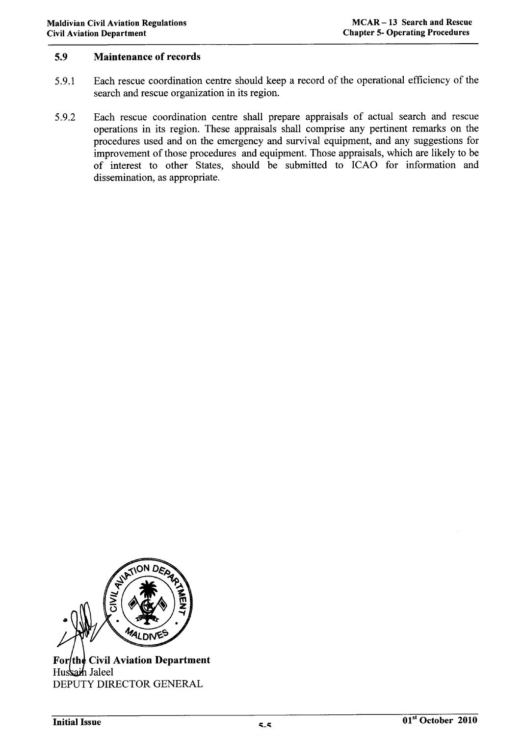## 5.9 Maintenance of records

5.9.1 Each rescue coordination centre should keep a record of the operational efficiency of the search and rescue organization in its region.

5.9.2 Each rescue coordination centre shall prepare appraisals of actual search and rescue operations in its region. These appraisals shall comprise any pertinent remarks on the procedures used and on the emergency and survival equipment, and any suggestions for improvement of those procedures and equipment. Those appraisals, which are likely to be of interest to other States, should be submitted to ICAO for information and dissemination, as appropriate.

**For the Civil Aviation Department**
Hussain Jaleel
DEPUTY DIRECTOR GENERAL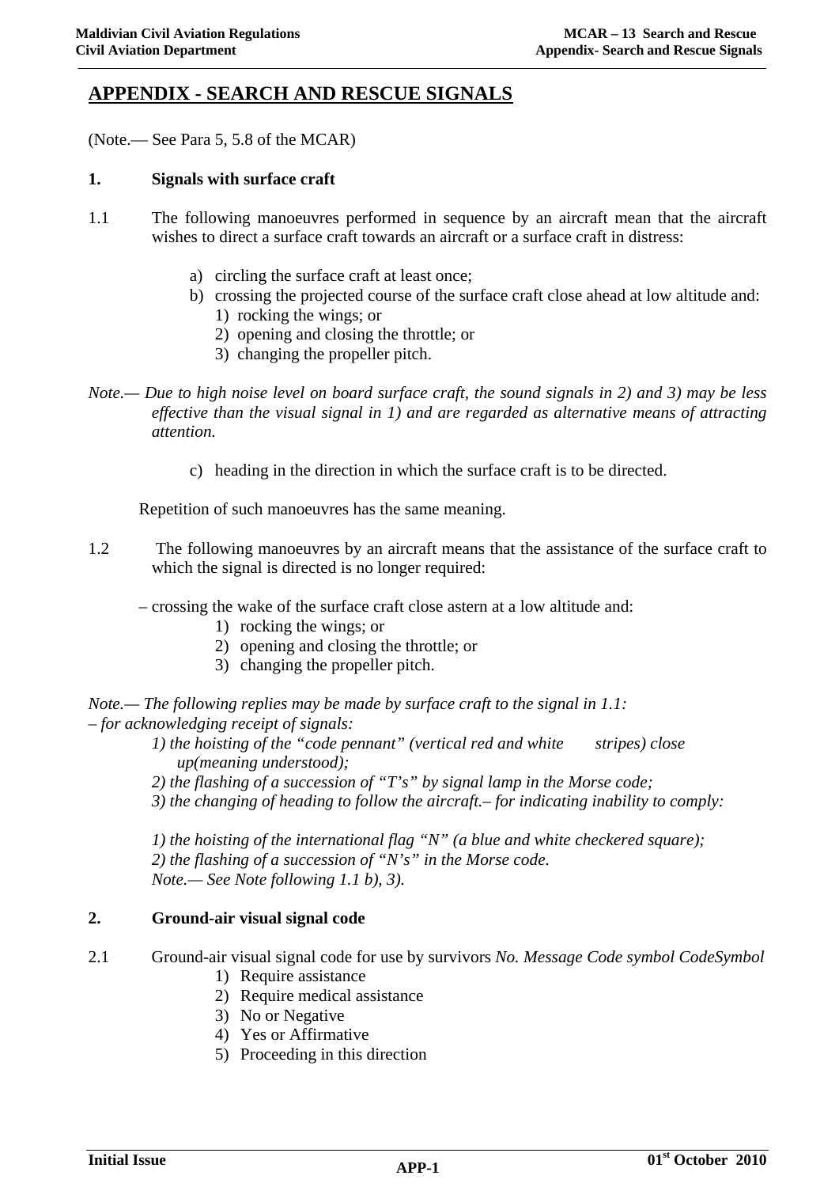# APPENDIX - SEARCH AND RESCUE SIGNALS

(Note.— See Para 5, 5.8 of the MCAR)

## 1. Signals with surface craft

1.1 The following manoeuvres performed in sequence by an aircraft mean that the aircraft wishes to direct a surface craft towards an aircraft or a surface craft in distress:

a) circling the surface craft at least once;
b) crossing the projected course of the surface craft close ahead at low altitude and:
   1) rocking the wings; or
   2) opening and closing the throttle; or
   3) changing the propeller pitch.

*Note.— Due to high noise level on board surface craft, the sound signals in 2) and 3) may be less effective than the visual signal in 1) and are regarded as alternative means of attracting attention.*

c) heading in the direction in which the surface craft is to be directed.

Repetition of such manoeuvres has the same meaning.

1.2 The following manoeuvres by an aircraft means that the assistance of the surface craft to which the signal is directed is no longer required:

– crossing the wake of the surface craft close astern at a low altitude and:
   1) rocking the wings; or
   2) opening and closing the throttle; or
   3) changing the propeller pitch.

*Note.— The following replies may be made by surface craft to the signal in 1.1:*
*– for acknowledging receipt of signals:*
*1) the hoisting of the "code pennant" (vertical red and white stripes) close up(meaning understood);*
*2) the flashing of a succession of "T's" by signal lamp in the Morse code;*
*3) the changing of heading to follow the aircraft.– for indicating inability to comply:*

*1) the hoisting of the international flag "N" (a blue and white checkered square);*
*2) the flashing of a succession of "N's" in the Morse code.*
*Note.— See Note following 1.1 b), 3).*

## 2. Ground-air visual signal code

2.1 Ground-air visual signal code for use by survivors *No. Message Code symbol CodeSymbol*
   1) Require assistance
   2) Require medical assistance
   3) No or Negative
   4) Yes or Affirmative
   5) Proceeding in this direction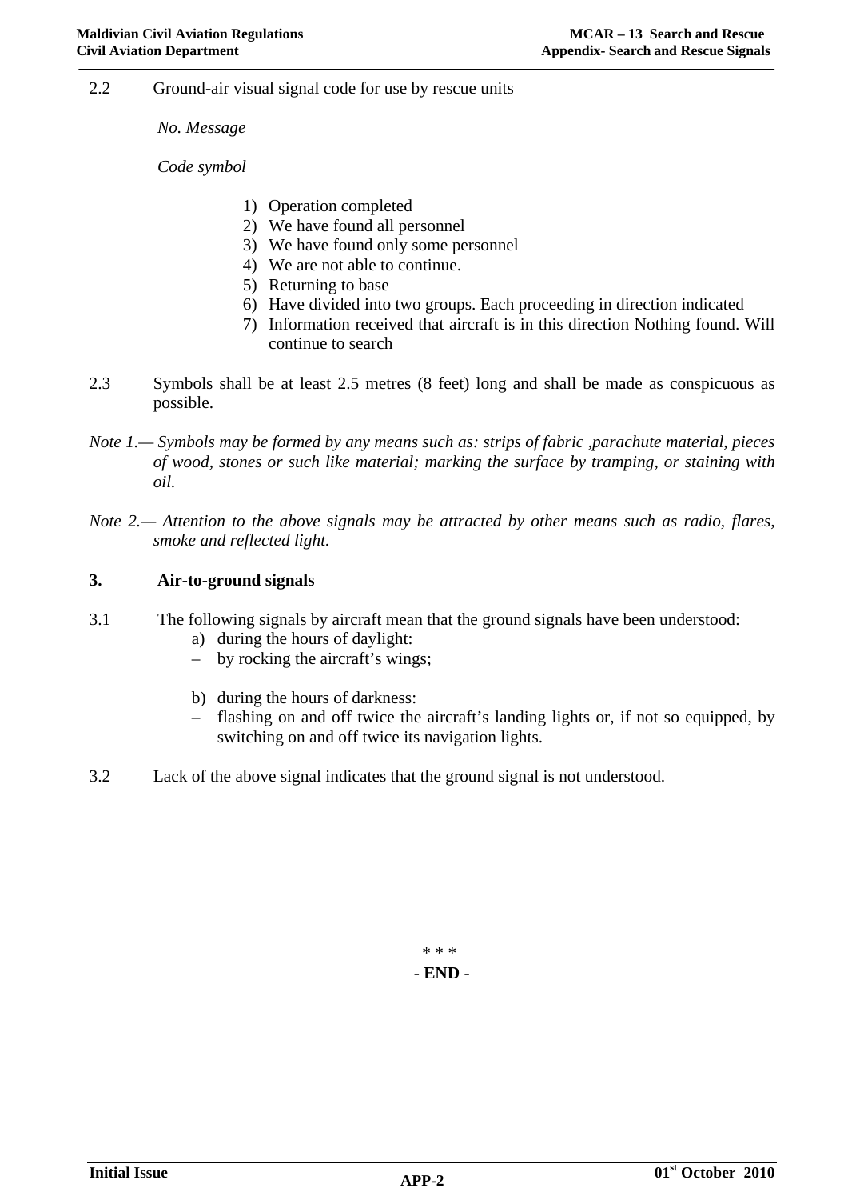2.2 Ground-air visual signal code for use by rescue units

*No. Message*

*Code symbol*

1) Operation completed
2) We have found all personnel
3) We have found only some personnel
4) We are not able to continue.
5) Returning to base
6) Have divided into two groups. Each proceeding in direction indicated
7) Information received that aircraft is in this direction Nothing found. Will continue to search

2.3 Symbols shall be at least 2.5 metres (8 feet) long and shall be made as conspicuous as possible.

*Note 1.— Symbols may be formed by any means such as: strips of fabric ,parachute material, pieces of wood, stones or such like material; marking the surface by tramping, or staining with oil.*

*Note 2.— Attention to the above signals may be attracted by other means such as radio, flares, smoke and reflected light.*

## 3. Air-to-ground signals

3.1 The following signals by aircraft mean that the ground signals have been understood:

a) during the hours of daylight:
   – by rocking the aircraft's wings;

b) during the hours of darkness:
   – flashing on and off twice the aircraft's landing lights or, if not so equipped, by switching on and off twice its navigation lights.

3.2 Lack of the above signal indicates that the ground signal is not understood.

\* \* \*

**- END -**